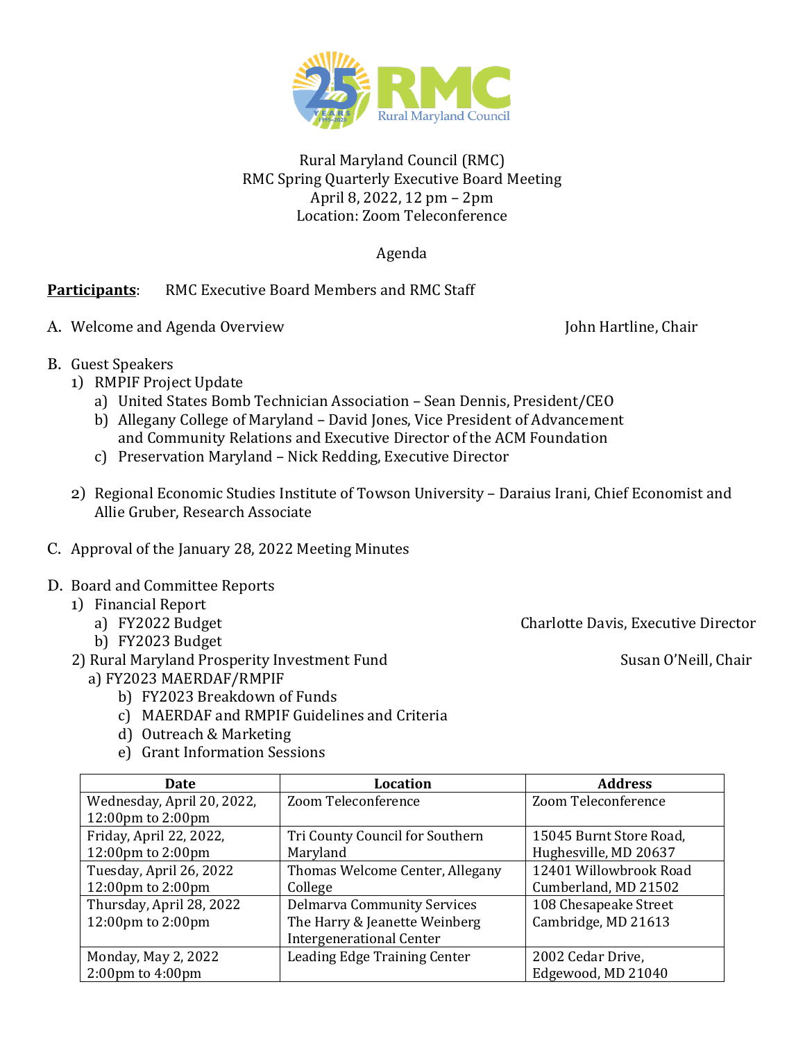Rural Maryland Council (RMC)
RMC Spring Quarterly Executive Board Meeting
April 8, 2022, 12 pm – 2pm
Location: Zoom Teleconference

Agenda

**Participants**: RMC Executive Board Members and RMC Staff

A. Welcome and Agenda Overview — John Hartline, Chair

B. Guest Speakers
   1) RMPIF Project Update
      a) United States Bomb Technician Association – Sean Dennis, President/CEO
      b) Allegany College of Maryland – David Jones, Vice President of Advancement and Community Relations and Executive Director of the ACM Foundation
      c) Preservation Maryland – Nick Redding, Executive Director

   2) Regional Economic Studies Institute of Towson University – Daraius Irani, Chief Economist and Allie Gruber, Research Associate

C. Approval of the January 28, 2022 Meeting Minutes

D. Board and Committee Reports
   1) Financial Report — Charlotte Davis, Executive Director
      a) FY2022 Budget
      b) FY2023 Budget
   2) Rural Maryland Prosperity Investment Fund — Susan O'Neill, Chair
      a) FY2023 MAERDAF/RMPIF
      b) FY2023 Breakdown of Funds
      c) MAERDAF and RMPIF Guidelines and Criteria
      d) Outreach & Marketing
      e) Grant Information Sessions

| Date | Location | Address |
|---|---|---|
| Wednesday, April 20, 2022, 12:00pm to 2:00pm | Zoom Teleconference | Zoom Teleconference |
| Friday, April 22, 2022, 12:00pm to 2:00pm | Tri County Council for Southern Maryland | 15045 Burnt Store Road, Hughesville, MD 20637 |
| Tuesday, April 26, 2022 12:00pm to 2:00pm | Thomas Welcome Center, Allegany College | 12401 Willowbrook Road Cumberland, MD 21502 |
| Thursday, April 28, 2022 12:00pm to 2:00pm | Delmarva Community Services The Harry & Jeanette Weinberg Intergenerational Center | 108 Chesapeake Street Cambridge, MD 21613 |
| Monday, May 2, 2022 2:00pm to 4:00pm | Leading Edge Training Center | 2002 Cedar Drive, Edgewood, MD 21040 |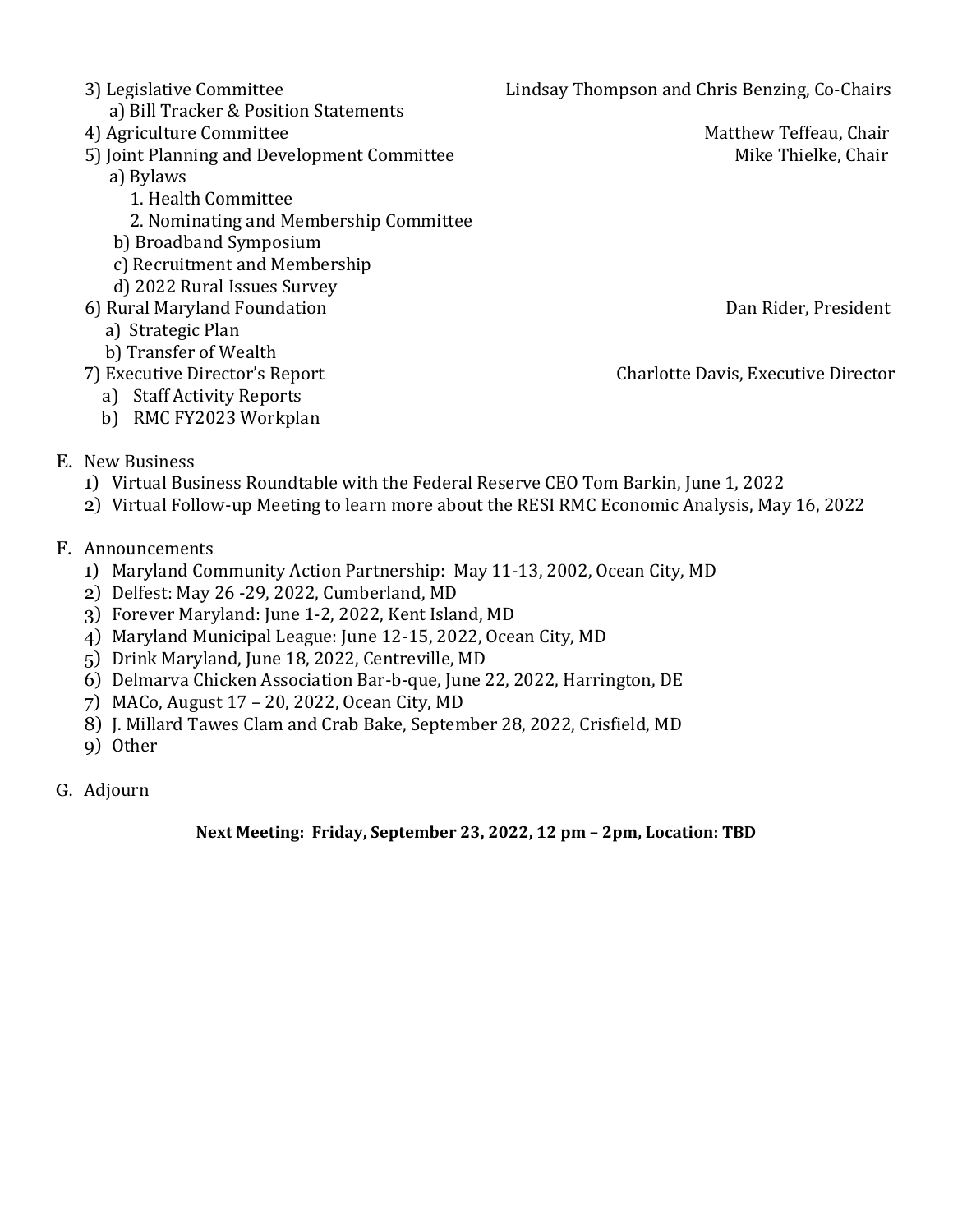3) Legislative Committee — Lindsay Thompson and Chris Benzing, Co-Chairs
   a) Bill Tracker & Position Statements

4) Agriculture Committee — Matthew Teffeau, Chair

5) Joint Planning and Development Committee — Mike Thielke, Chair
   a) Bylaws
      1. Health Committee
      2. Nominating and Membership Committee
   b) Broadband Symposium
   c) Recruitment and Membership
   d) 2022 Rural Issues Survey

6) Rural Maryland Foundation — Dan Rider, President
   a) Strategic Plan
   b) Transfer of Wealth

7) Executive Director's Report — Charlotte Davis, Executive Director
   a) Staff Activity Reports
   b) RMC FY2023 Workplan

E. New Business
   1) Virtual Business Roundtable with the Federal Reserve CEO Tom Barkin, June 1, 2022
   2) Virtual Follow-up Meeting to learn more about the RESI RMC Economic Analysis, May 16, 2022

F. Announcements
   1) Maryland Community Action Partnership: May 11-13, 2002, Ocean City, MD
   2) Delfest: May 26 -29, 2022, Cumberland, MD
   3) Forever Maryland: June 1-2, 2022, Kent Island, MD
   4) Maryland Municipal League: June 12-15, 2022, Ocean City, MD
   5) Drink Maryland, June 18, 2022, Centreville, MD
   6) Delmarva Chicken Association Bar-b-que, June 22, 2022, Harrington, DE
   7) MACo, August 17 – 20, 2022, Ocean City, MD
   8) J. Millard Tawes Clam and Crab Bake, September 28, 2022, Crisfield, MD
   9) Other

G. Adjourn

**Next Meeting: Friday, September 23, 2022, 12 pm – 2pm, Location: TBD**